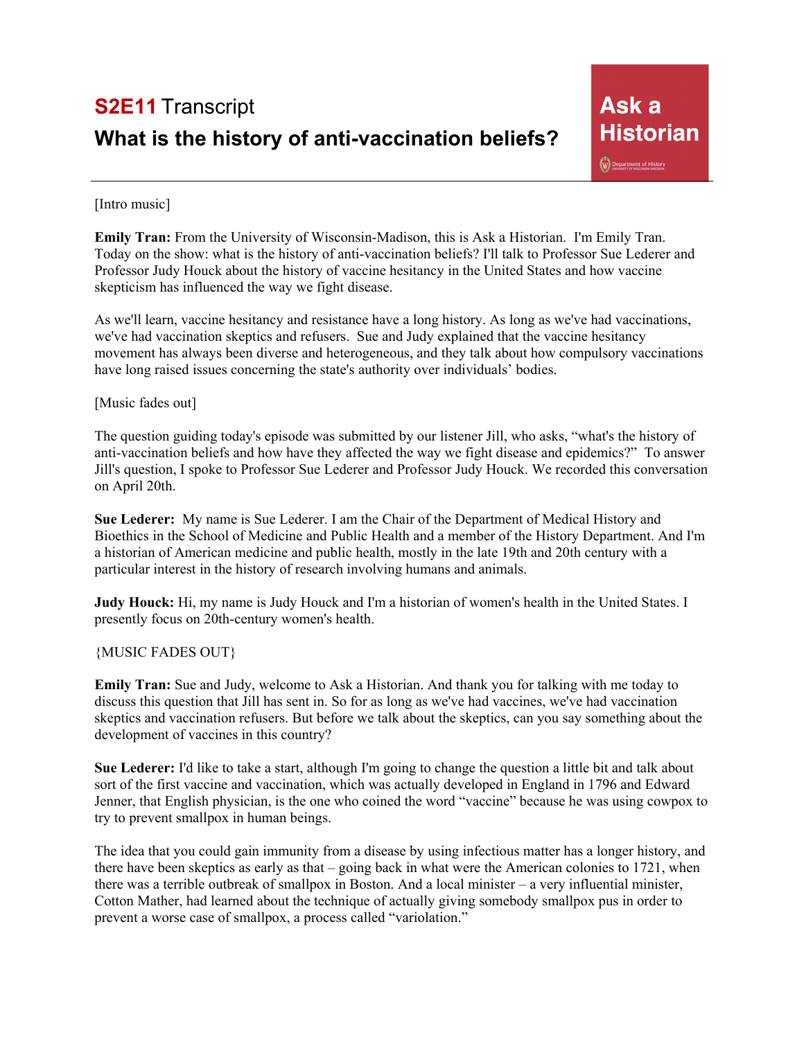# S2E11 Transcript

## What is the history of anti-vaccination beliefs?

Ask a Historian

[Intro music]

**Emily Tran:** From the University of Wisconsin-Madison, this is Ask a Historian. I'm Emily Tran. Today on the show: what is the history of anti-vaccination beliefs? I'll talk to Professor Sue Lederer and Professor Judy Houck about the history of vaccine hesitancy in the United States and how vaccine skepticism has influenced the way we fight disease.

As we'll learn, vaccine hesitancy and resistance have a long history. As long as we've had vaccinations, we've had vaccination skeptics and refusers. Sue and Judy explained that the vaccine hesitancy movement has always been diverse and heterogeneous, and they talk about how compulsory vaccinations have long raised issues concerning the state's authority over individuals' bodies.

[Music fades out]

The question guiding today's episode was submitted by our listener Jill, who asks, "what's the history of anti-vaccination beliefs and how have they affected the way we fight disease and epidemics?" To answer Jill's question, I spoke to Professor Sue Lederer and Professor Judy Houck. We recorded this conversation on April 20th.

**Sue Lederer:** My name is Sue Lederer. I am the Chair of the Department of Medical History and Bioethics in the School of Medicine and Public Health and a member of the History Department. And I'm a historian of American medicine and public health, mostly in the late 19th and 20th century with a particular interest in the history of research involving humans and animals.

**Judy Houck:** Hi, my name is Judy Houck and I'm a historian of women's health in the United States. I presently focus on 20th-century women's health.

{MUSIC FADES OUT}

**Emily Tran:** Sue and Judy, welcome to Ask a Historian. And thank you for talking with me today to discuss this question that Jill has sent in. So for as long as we've had vaccines, we've had vaccination skeptics and vaccination refusers. But before we talk about the skeptics, can you say something about the development of vaccines in this country?

**Sue Lederer:** I'd like to take a start, although I'm going to change the question a little bit and talk about sort of the first vaccine and vaccination, which was actually developed in England in 1796 and Edward Jenner, that English physician, is the one who coined the word "vaccine" because he was using cowpox to try to prevent smallpox in human beings.

The idea that you could gain immunity from a disease by using infectious matter has a longer history, and there have been skeptics as early as that – going back in what were the American colonies to 1721, when there was a terrible outbreak of smallpox in Boston. And a local minister – a very influential minister, Cotton Mather, had learned about the technique of actually giving somebody smallpox pus in order to prevent a worse case of smallpox, a process called "variolation."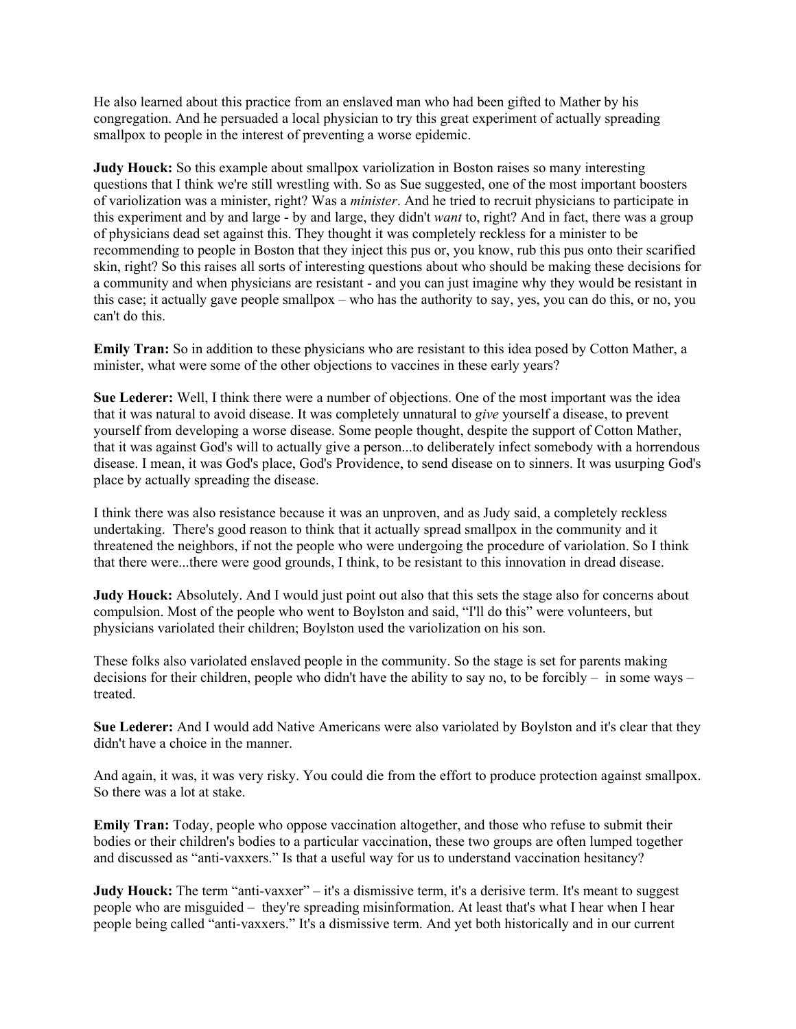He also learned about this practice from an enslaved man who had been gifted to Mather by his congregation. And he persuaded a local physician to try this great experiment of actually spreading smallpox to people in the interest of preventing a worse epidemic.

**Judy Houck:** So this example about smallpox variolization in Boston raises so many interesting questions that I think we're still wrestling with. So as Sue suggested, one of the most important boosters of variolization was a minister, right? Was a *minister*. And he tried to recruit physicians to participate in this experiment and by and large - by and large, they didn't *want* to, right? And in fact, there was a group of physicians dead set against this. They thought it was completely reckless for a minister to be recommending to people in Boston that they inject this pus or, you know, rub this pus onto their scarified skin, right? So this raises all sorts of interesting questions about who should be making these decisions for a community and when physicians are resistant - and you can just imagine why they would be resistant in this case; it actually gave people smallpox – who has the authority to say, yes, you can do this, or no, you can't do this.

**Emily Tran:** So in addition to these physicians who are resistant to this idea posed by Cotton Mather, a minister, what were some of the other objections to vaccines in these early years?

**Sue Lederer:** Well, I think there were a number of objections. One of the most important was the idea that it was natural to avoid disease. It was completely unnatural to *give* yourself a disease, to prevent yourself from developing a worse disease. Some people thought, despite the support of Cotton Mather, that it was against God's will to actually give a person...to deliberately infect somebody with a horrendous disease. I mean, it was God's place, God's Providence, to send disease on to sinners. It was usurping God's place by actually spreading the disease.

I think there was also resistance because it was an unproven, and as Judy said, a completely reckless undertaking. There's good reason to think that it actually spread smallpox in the community and it threatened the neighbors, if not the people who were undergoing the procedure of variolation. So I think that there were...there were good grounds, I think, to be resistant to this innovation in dread disease.

**Judy Houck:** Absolutely. And I would just point out also that this sets the stage also for concerns about compulsion. Most of the people who went to Boylston and said, "I'll do this" were volunteers, but physicians variolated their children; Boylston used the variolization on his son.

These folks also variolated enslaved people in the community. So the stage is set for parents making decisions for their children, people who didn't have the ability to say no, to be forcibly – in some ways – treated.

**Sue Lederer:** And I would add Native Americans were also variolated by Boylston and it's clear that they didn't have a choice in the manner.

And again, it was, it was very risky. You could die from the effort to produce protection against smallpox. So there was a lot at stake.

**Emily Tran:** Today, people who oppose vaccination altogether, and those who refuse to submit their bodies or their children's bodies to a particular vaccination, these two groups are often lumped together and discussed as "anti-vaxxers." Is that a useful way for us to understand vaccination hesitancy?

**Judy Houck:** The term "anti-vaxxer" – it's a dismissive term, it's a derisive term. It's meant to suggest people who are misguided – they're spreading misinformation. At least that's what I hear when I hear people being called "anti-vaxxers." It's a dismissive term. And yet both historically and in our current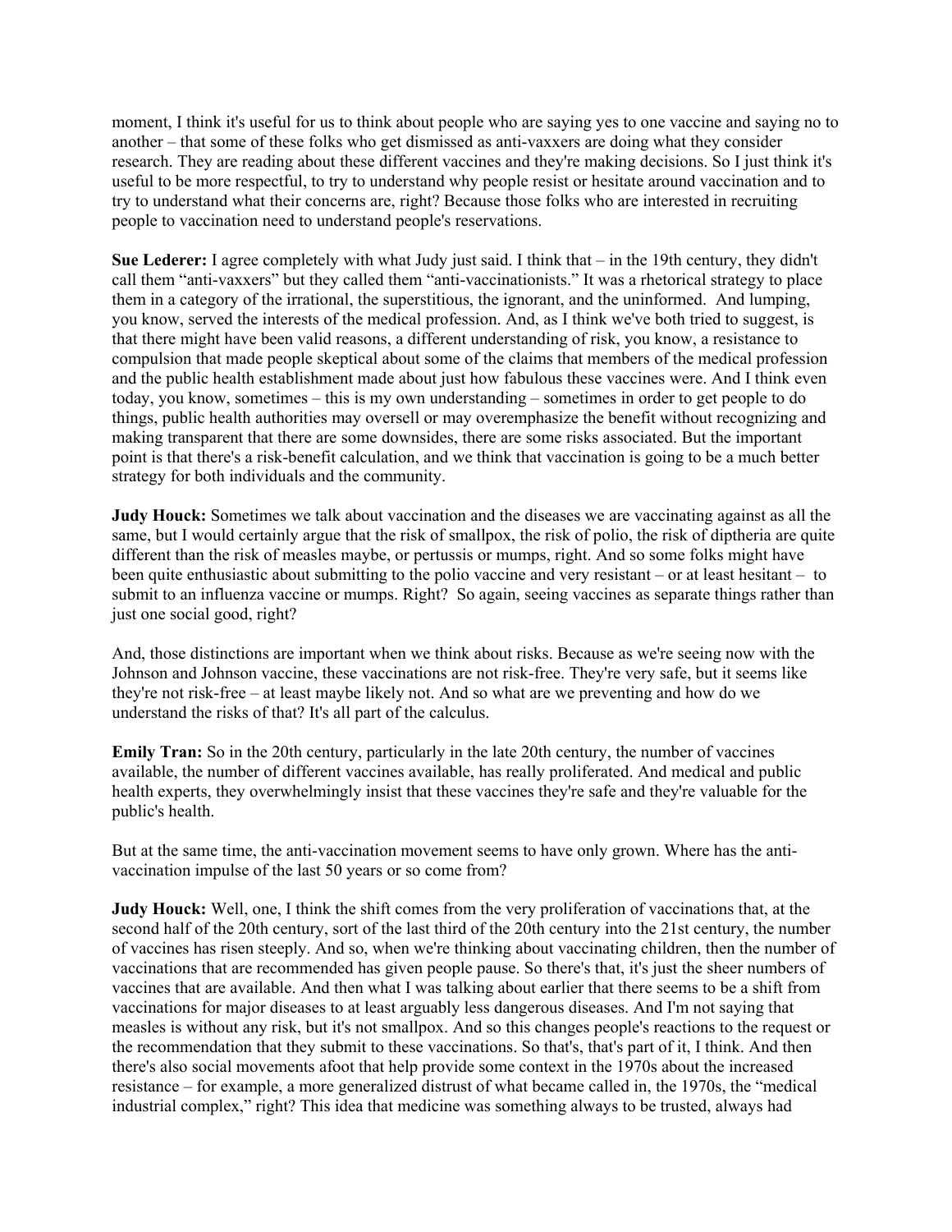moment, I think it's useful for us to think about people who are saying yes to one vaccine and saying no to another – that some of these folks who get dismissed as anti-vaxxers are doing what they consider research. They are reading about these different vaccines and they're making decisions. So I just think it's useful to be more respectful, to try to understand why people resist or hesitate around vaccination and to try to understand what their concerns are, right? Because those folks who are interested in recruiting people to vaccination need to understand people's reservations.

**Sue Lederer:** I agree completely with what Judy just said. I think that – in the 19th century, they didn't call them "anti-vaxxers" but they called them "anti-vaccinationists." It was a rhetorical strategy to place them in a category of the irrational, the superstitious, the ignorant, and the uninformed. And lumping, you know, served the interests of the medical profession. And, as I think we've both tried to suggest, is that there might have been valid reasons, a different understanding of risk, you know, a resistance to compulsion that made people skeptical about some of the claims that members of the medical profession and the public health establishment made about just how fabulous these vaccines were. And I think even today, you know, sometimes – this is my own understanding – sometimes in order to get people to do things, public health authorities may oversell or may overemphasize the benefit without recognizing and making transparent that there are some downsides, there are some risks associated. But the important point is that there's a risk-benefit calculation, and we think that vaccination is going to be a much better strategy for both individuals and the community.

**Judy Houck:** Sometimes we talk about vaccination and the diseases we are vaccinating against as all the same, but I would certainly argue that the risk of smallpox, the risk of polio, the risk of diptheria are quite different than the risk of measles maybe, or pertussis or mumps, right. And so some folks might have been quite enthusiastic about submitting to the polio vaccine and very resistant – or at least hesitant – to submit to an influenza vaccine or mumps. Right? So again, seeing vaccines as separate things rather than just one social good, right?

And, those distinctions are important when we think about risks. Because as we're seeing now with the Johnson and Johnson vaccine, these vaccinations are not risk-free. They're very safe, but it seems like they're not risk-free – at least maybe likely not. And so what are we preventing and how do we understand the risks of that? It's all part of the calculus.

**Emily Tran:** So in the 20th century, particularly in the late 20th century, the number of vaccines available, the number of different vaccines available, has really proliferated. And medical and public health experts, they overwhelmingly insist that these vaccines they're safe and they're valuable for the public's health.

But at the same time, the anti-vaccination movement seems to have only grown. Where has the anti-vaccination impulse of the last 50 years or so come from?

**Judy Houck:** Well, one, I think the shift comes from the very proliferation of vaccinations that, at the second half of the 20th century, sort of the last third of the 20th century into the 21st century, the number of vaccines has risen steeply. And so, when we're thinking about vaccinating children, then the number of vaccinations that are recommended has given people pause. So there's that, it's just the sheer numbers of vaccines that are available. And then what I was talking about earlier that there seems to be a shift from vaccinations for major diseases to at least arguably less dangerous diseases. And I'm not saying that measles is without any risk, but it's not smallpox. And so this changes people's reactions to the request or the recommendation that they submit to these vaccinations. So that's, that's part of it, I think. And then there's also social movements afoot that help provide some context in the 1970s about the increased resistance – for example, a more generalized distrust of what became called in, the 1970s, the "medical industrial complex," right? This idea that medicine was something always to be trusted, always had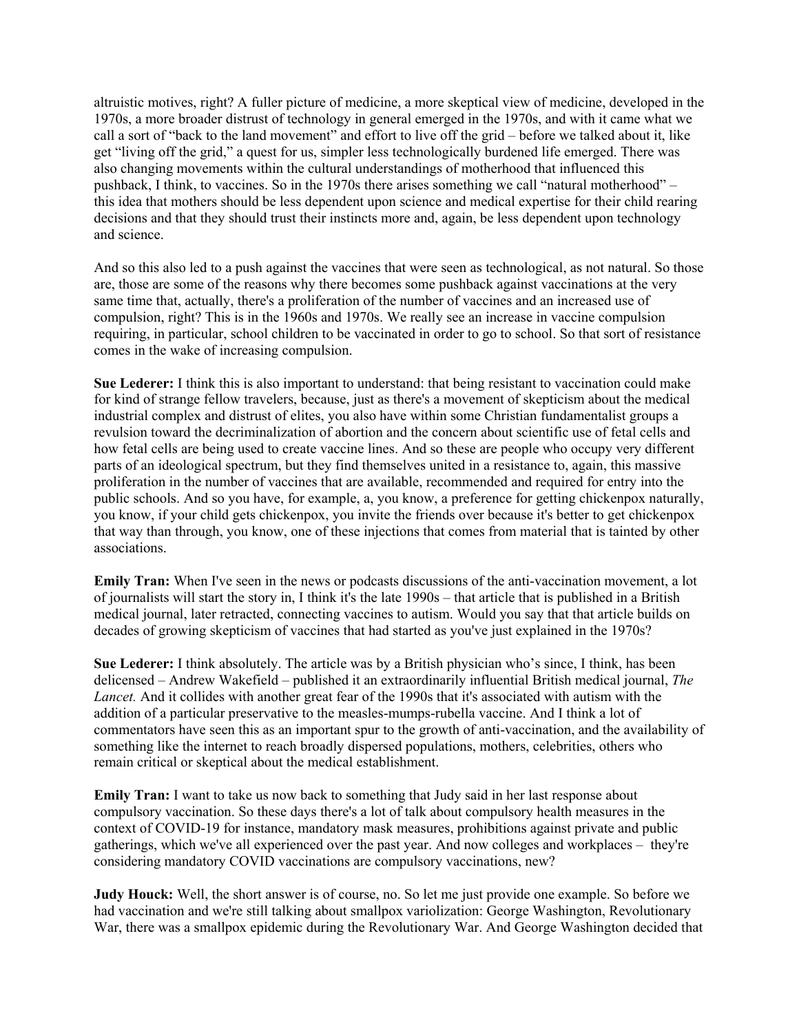altruistic motives, right? A fuller picture of medicine, a more skeptical view of medicine, developed in the 1970s, a more broader distrust of technology in general emerged in the 1970s, and with it came what we call a sort of "back to the land movement" and effort to live off the grid – before we talked about it, like get "living off the grid," a quest for us, simpler less technologically burdened life emerged. There was also changing movements within the cultural understandings of motherhood that influenced this pushback, I think, to vaccines. So in the 1970s there arises something we call "natural motherhood" – this idea that mothers should be less dependent upon science and medical expertise for their child rearing decisions and that they should trust their instincts more and, again, be less dependent upon technology and science.

And so this also led to a push against the vaccines that were seen as technological, as not natural. So those are, those are some of the reasons why there becomes some pushback against vaccinations at the very same time that, actually, there's a proliferation of the number of vaccines and an increased use of compulsion, right? This is in the 1960s and 1970s. We really see an increase in vaccine compulsion requiring, in particular, school children to be vaccinated in order to go to school. So that sort of resistance comes in the wake of increasing compulsion.

**Sue Lederer:** I think this is also important to understand: that being resistant to vaccination could make for kind of strange fellow travelers, because, just as there's a movement of skepticism about the medical industrial complex and distrust of elites, you also have within some Christian fundamentalist groups a revulsion toward the decriminalization of abortion and the concern about scientific use of fetal cells and how fetal cells are being used to create vaccine lines. And so these are people who occupy very different parts of an ideological spectrum, but they find themselves united in a resistance to, again, this massive proliferation in the number of vaccines that are available, recommended and required for entry into the public schools. And so you have, for example, a, you know, a preference for getting chickenpox naturally, you know, if your child gets chickenpox, you invite the friends over because it's better to get chickenpox that way than through, you know, one of these injections that comes from material that is tainted by other associations.

**Emily Tran:** When I've seen in the news or podcasts discussions of the anti-vaccination movement, a lot of journalists will start the story in, I think it's the late 1990s – that article that is published in a British medical journal, later retracted, connecting vaccines to autism. Would you say that that article builds on decades of growing skepticism of vaccines that had started as you've just explained in the 1970s?

**Sue Lederer:** I think absolutely. The article was by a British physician who's since, I think, has been delicensed – Andrew Wakefield – published it an extraordinarily influential British medical journal, *The Lancet.* And it collides with another great fear of the 1990s that it's associated with autism with the addition of a particular preservative to the measles-mumps-rubella vaccine. And I think a lot of commentators have seen this as an important spur to the growth of anti-vaccination, and the availability of something like the internet to reach broadly dispersed populations, mothers, celebrities, others who remain critical or skeptical about the medical establishment.

**Emily Tran:** I want to take us now back to something that Judy said in her last response about compulsory vaccination. So these days there's a lot of talk about compulsory health measures in the context of COVID-19 for instance, mandatory mask measures, prohibitions against private and public gatherings, which we've all experienced over the past year. And now colleges and workplaces – they're considering mandatory COVID vaccinations are compulsory vaccinations, new?

**Judy Houck:** Well, the short answer is of course, no. So let me just provide one example. So before we had vaccination and we're still talking about smallpox variolization: George Washington, Revolutionary War, there was a smallpox epidemic during the Revolutionary War. And George Washington decided that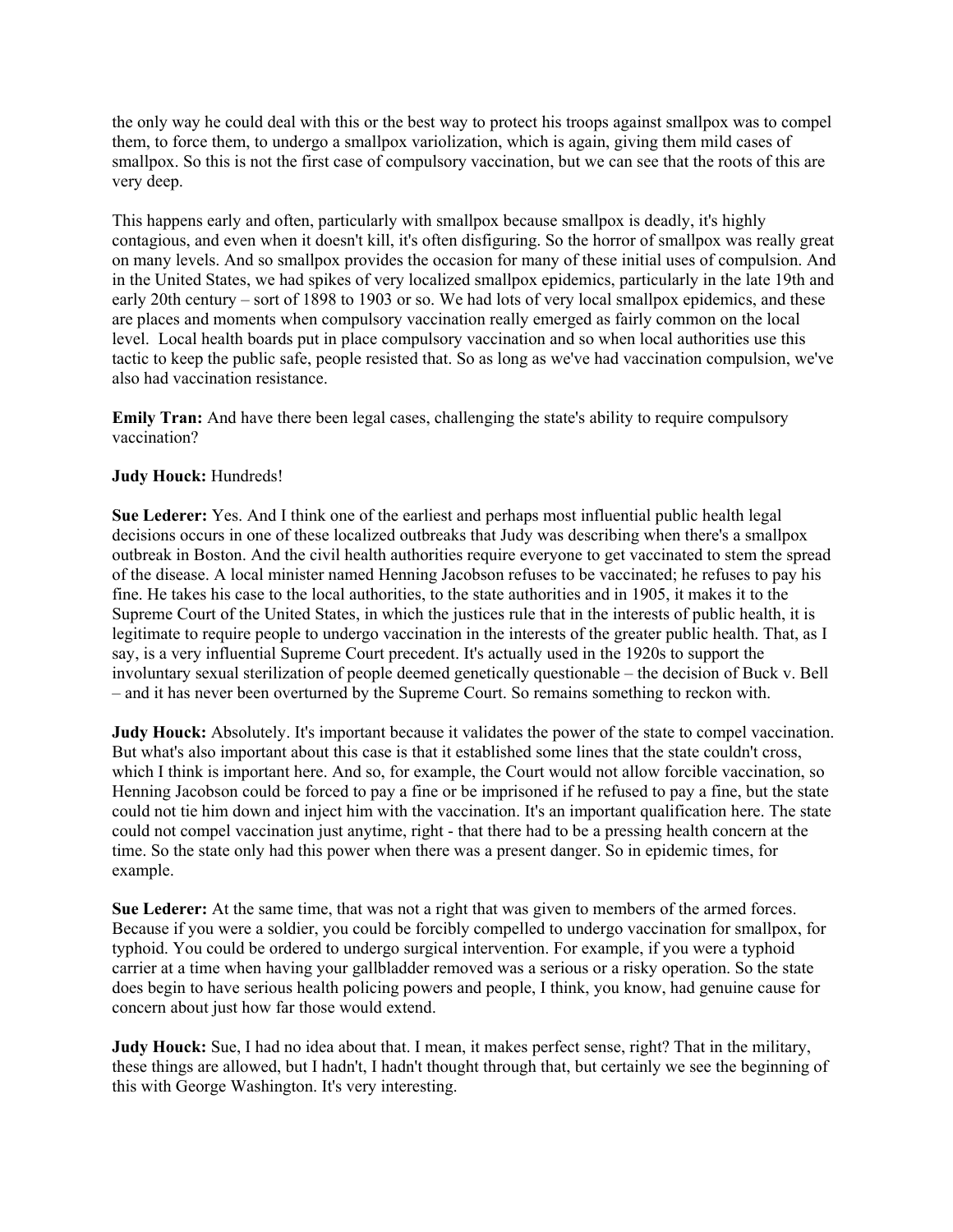the only way he could deal with this or the best way to protect his troops against smallpox was to compel them, to force them, to undergo a smallpox variolization, which is again, giving them mild cases of smallpox. So this is not the first case of compulsory vaccination, but we can see that the roots of this are very deep.

This happens early and often, particularly with smallpox because smallpox is deadly, it's highly contagious, and even when it doesn't kill, it's often disfiguring. So the horror of smallpox was really great on many levels. And so smallpox provides the occasion for many of these initial uses of compulsion. And in the United States, we had spikes of very localized smallpox epidemics, particularly in the late 19th and early 20th century – sort of 1898 to 1903 or so. We had lots of very local smallpox epidemics, and these are places and moments when compulsory vaccination really emerged as fairly common on the local level. Local health boards put in place compulsory vaccination and so when local authorities use this tactic to keep the public safe, people resisted that. So as long as we've had vaccination compulsion, we've also had vaccination resistance.

**Emily Tran:** And have there been legal cases, challenging the state's ability to require compulsory vaccination?

**Judy Houck:** Hundreds!

**Sue Lederer:** Yes. And I think one of the earliest and perhaps most influential public health legal decisions occurs in one of these localized outbreaks that Judy was describing when there's a smallpox outbreak in Boston. And the civil health authorities require everyone to get vaccinated to stem the spread of the disease. A local minister named Henning Jacobson refuses to be vaccinated; he refuses to pay his fine. He takes his case to the local authorities, to the state authorities and in 1905, it makes it to the Supreme Court of the United States, in which the justices rule that in the interests of public health, it is legitimate to require people to undergo vaccination in the interests of the greater public health. That, as I say, is a very influential Supreme Court precedent. It's actually used in the 1920s to support the involuntary sexual sterilization of people deemed genetically questionable – the decision of Buck v. Bell – and it has never been overturned by the Supreme Court. So remains something to reckon with.

**Judy Houck:** Absolutely. It's important because it validates the power of the state to compel vaccination. But what's also important about this case is that it established some lines that the state couldn't cross, which I think is important here. And so, for example, the Court would not allow forcible vaccination, so Henning Jacobson could be forced to pay a fine or be imprisoned if he refused to pay a fine, but the state could not tie him down and inject him with the vaccination. It's an important qualification here. The state could not compel vaccination just anytime, right - that there had to be a pressing health concern at the time. So the state only had this power when there was a present danger. So in epidemic times, for example.

**Sue Lederer:** At the same time, that was not a right that was given to members of the armed forces. Because if you were a soldier, you could be forcibly compelled to undergo vaccination for smallpox, for typhoid. You could be ordered to undergo surgical intervention. For example, if you were a typhoid carrier at a time when having your gallbladder removed was a serious or a risky operation. So the state does begin to have serious health policing powers and people, I think, you know, had genuine cause for concern about just how far those would extend.

**Judy Houck:** Sue, I had no idea about that. I mean, it makes perfect sense, right? That in the military, these things are allowed, but I hadn't, I hadn't thought through that, but certainly we see the beginning of this with George Washington. It's very interesting.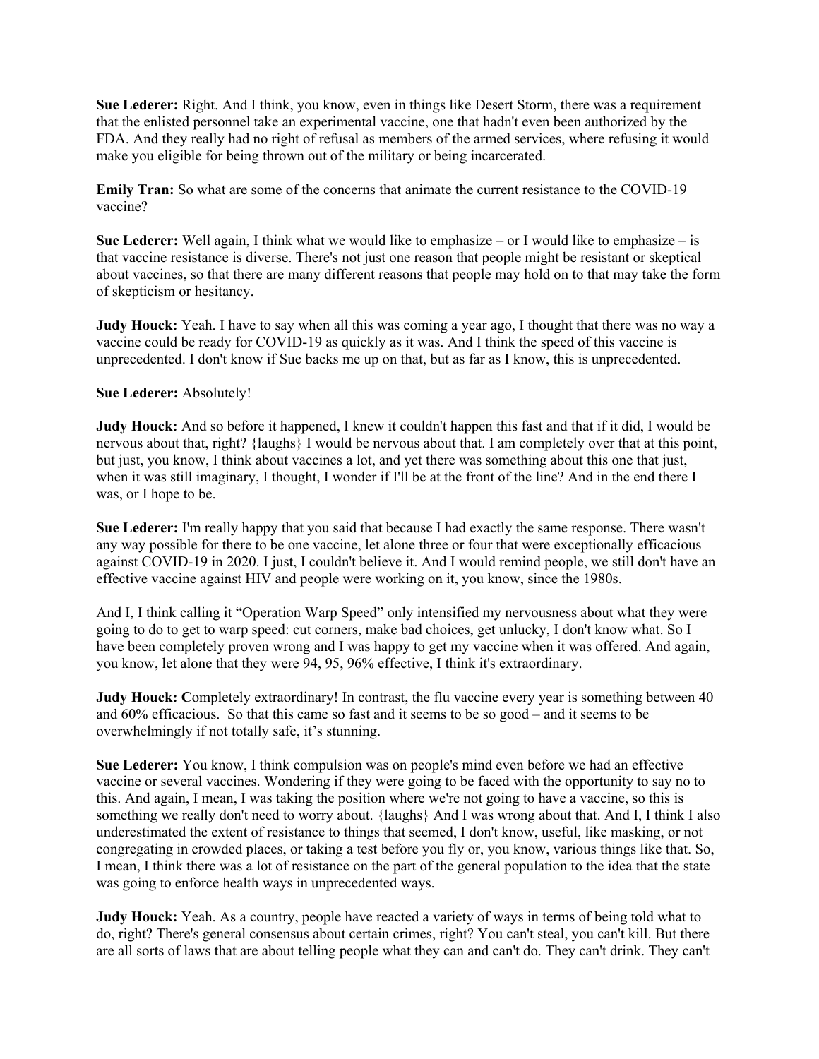**Sue Lederer:** Right. And I think, you know, even in things like Desert Storm, there was a requirement that the enlisted personnel take an experimental vaccine, one that hadn't even been authorized by the FDA. And they really had no right of refusal as members of the armed services, where refusing it would make you eligible for being thrown out of the military or being incarcerated.

**Emily Tran:** So what are some of the concerns that animate the current resistance to the COVID-19 vaccine?

**Sue Lederer:** Well again, I think what we would like to emphasize – or I would like to emphasize – is that vaccine resistance is diverse. There's not just one reason that people might be resistant or skeptical about vaccines, so that there are many different reasons that people may hold on to that may take the form of skepticism or hesitancy.

**Judy Houck:** Yeah. I have to say when all this was coming a year ago, I thought that there was no way a vaccine could be ready for COVID-19 as quickly as it was. And I think the speed of this vaccine is unprecedented. I don't know if Sue backs me up on that, but as far as I know, this is unprecedented.

**Sue Lederer:** Absolutely!

**Judy Houck:** And so before it happened, I knew it couldn't happen this fast and that if it did, I would be nervous about that, right? {laughs} I would be nervous about that. I am completely over that at this point, but just, you know, I think about vaccines a lot, and yet there was something about this one that just, when it was still imaginary, I thought, I wonder if I'll be at the front of the line? And in the end there I was, or I hope to be.

**Sue Lederer:** I'm really happy that you said that because I had exactly the same response. There wasn't any way possible for there to be one vaccine, let alone three or four that were exceptionally efficacious against COVID-19 in 2020. I just, I couldn't believe it. And I would remind people, we still don't have an effective vaccine against HIV and people were working on it, you know, since the 1980s.

And I, I think calling it "Operation Warp Speed" only intensified my nervousness about what they were going to do to get to warp speed: cut corners, make bad choices, get unlucky, I don't know what. So I have been completely proven wrong and I was happy to get my vaccine when it was offered. And again, you know, let alone that they were 94, 95, 96% effective, I think it's extraordinary.

**Judy Houck:** Completely extraordinary! In contrast, the flu vaccine every year is something between 40 and 60% efficacious. So that this came so fast and it seems to be so good – and it seems to be overwhelmingly if not totally safe, it's stunning.

**Sue Lederer:** You know, I think compulsion was on people's mind even before we had an effective vaccine or several vaccines. Wondering if they were going to be faced with the opportunity to say no to this. And again, I mean, I was taking the position where we're not going to have a vaccine, so this is something we really don't need to worry about. {laughs} And I was wrong about that. And I, I think I also underestimated the extent of resistance to things that seemed, I don't know, useful, like masking, or not congregating in crowded places, or taking a test before you fly or, you know, various things like that. So, I mean, I think there was a lot of resistance on the part of the general population to the idea that the state was going to enforce health ways in unprecedented ways.

**Judy Houck:** Yeah. As a country, people have reacted a variety of ways in terms of being told what to do, right? There's general consensus about certain crimes, right? You can't steal, you can't kill. But there are all sorts of laws that are about telling people what they can and can't do. They can't drink. They can't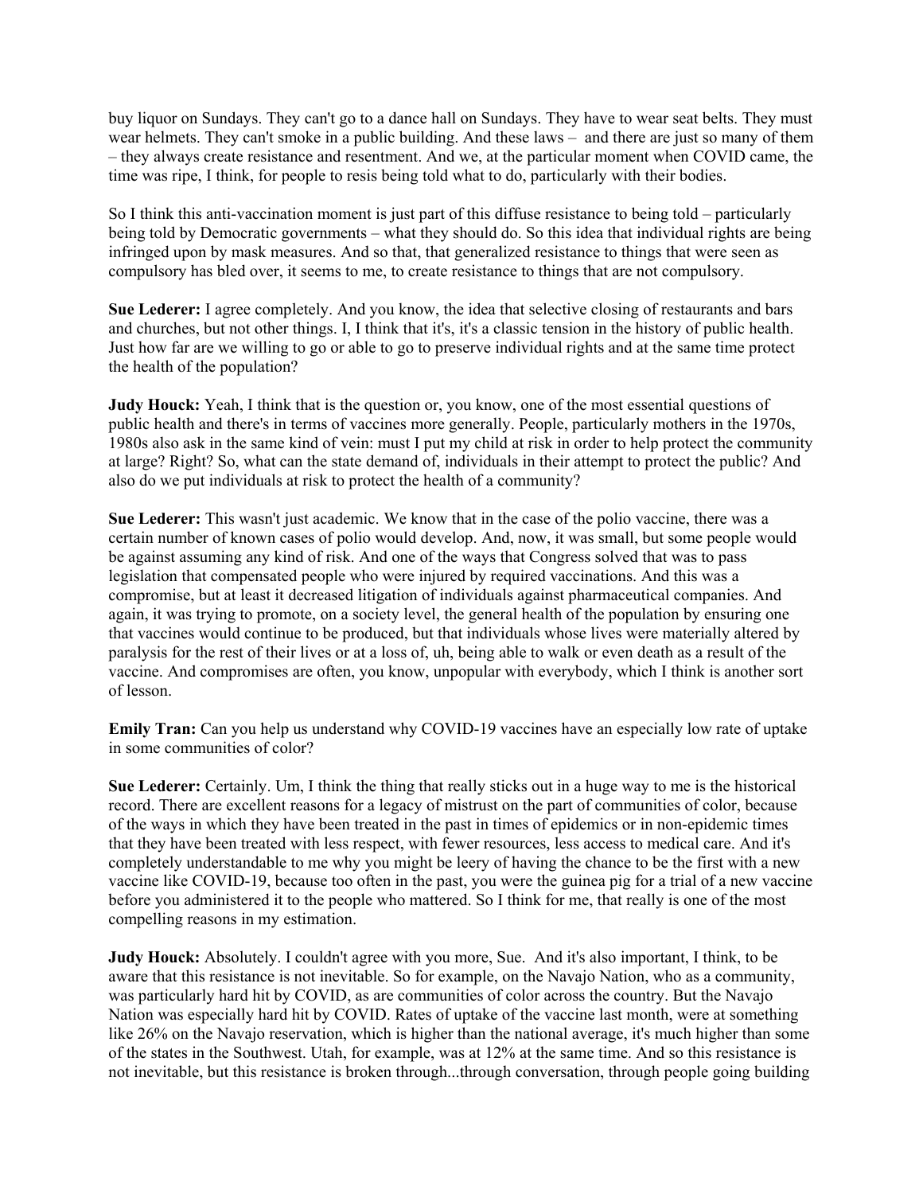buy liquor on Sundays. They can't go to a dance hall on Sundays. They have to wear seat belts. They must wear helmets. They can't smoke in a public building. And these laws – and there are just so many of them – they always create resistance and resentment. And we, at the particular moment when COVID came, the time was ripe, I think, for people to resis being told what to do, particularly with their bodies.

So I think this anti-vaccination moment is just part of this diffuse resistance to being told – particularly being told by Democratic governments – what they should do. So this idea that individual rights are being infringed upon by mask measures. And so that, that generalized resistance to things that were seen as compulsory has bled over, it seems to me, to create resistance to things that are not compulsory.

**Sue Lederer:** I agree completely. And you know, the idea that selective closing of restaurants and bars and churches, but not other things. I, I think that it's, it's a classic tension in the history of public health. Just how far are we willing to go or able to go to preserve individual rights and at the same time protect the health of the population?

**Judy Houck:** Yeah, I think that is the question or, you know, one of the most essential questions of public health and there's in terms of vaccines more generally. People, particularly mothers in the 1970s, 1980s also ask in the same kind of vein: must I put my child at risk in order to help protect the community at large? Right? So, what can the state demand of, individuals in their attempt to protect the public? And also do we put individuals at risk to protect the health of a community?

**Sue Lederer:** This wasn't just academic. We know that in the case of the polio vaccine, there was a certain number of known cases of polio would develop. And, now, it was small, but some people would be against assuming any kind of risk. And one of the ways that Congress solved that was to pass legislation that compensated people who were injured by required vaccinations. And this was a compromise, but at least it decreased litigation of individuals against pharmaceutical companies. And again, it was trying to promote, on a society level, the general health of the population by ensuring one that vaccines would continue to be produced, but that individuals whose lives were materially altered by paralysis for the rest of their lives or at a loss of, uh, being able to walk or even death as a result of the vaccine. And compromises are often, you know, unpopular with everybody, which I think is another sort of lesson.

**Emily Tran:** Can you help us understand why COVID-19 vaccines have an especially low rate of uptake in some communities of color?

**Sue Lederer:** Certainly. Um, I think the thing that really sticks out in a huge way to me is the historical record. There are excellent reasons for a legacy of mistrust on the part of communities of color, because of the ways in which they have been treated in the past in times of epidemics or in non-epidemic times that they have been treated with less respect, with fewer resources, less access to medical care. And it's completely understandable to me why you might be leery of having the chance to be the first with a new vaccine like COVID-19, because too often in the past, you were the guinea pig for a trial of a new vaccine before you administered it to the people who mattered. So I think for me, that really is one of the most compelling reasons in my estimation.

**Judy Houck:** Absolutely. I couldn't agree with you more, Sue. And it's also important, I think, to be aware that this resistance is not inevitable. So for example, on the Navajo Nation, who as a community, was particularly hard hit by COVID, as are communities of color across the country. But the Navajo Nation was especially hard hit by COVID. Rates of uptake of the vaccine last month, were at something like 26% on the Navajo reservation, which is higher than the national average, it's much higher than some of the states in the Southwest. Utah, for example, was at 12% at the same time. And so this resistance is not inevitable, but this resistance is broken through...through conversation, through people going building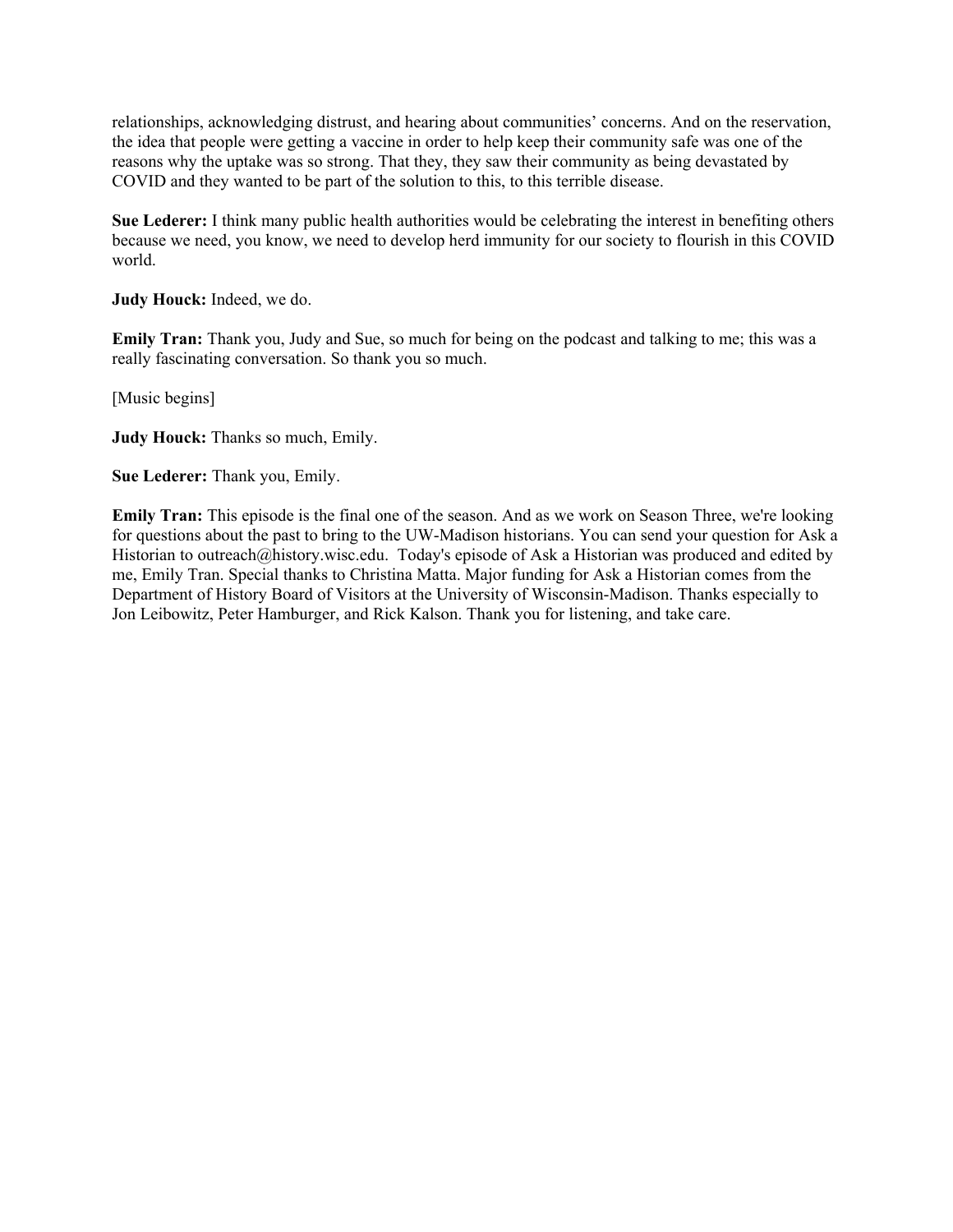relationships, acknowledging distrust, and hearing about communities' concerns. And on the reservation, the idea that people were getting a vaccine in order to help keep their community safe was one of the reasons why the uptake was so strong. That they, they saw their community as being devastated by COVID and they wanted to be part of the solution to this, to this terrible disease.

**Sue Lederer:** I think many public health authorities would be celebrating the interest in benefiting others because we need, you know, we need to develop herd immunity for our society to flourish in this COVID world.

**Judy Houck:** Indeed, we do.

**Emily Tran:** Thank you, Judy and Sue, so much for being on the podcast and talking to me; this was a really fascinating conversation. So thank you so much.

[Music begins]

**Judy Houck:** Thanks so much, Emily.

**Sue Lederer:** Thank you, Emily.

**Emily Tran:** This episode is the final one of the season. And as we work on Season Three, we're looking for questions about the past to bring to the UW-Madison historians. You can send your question for Ask a Historian to outreach@history.wisc.edu. Today's episode of Ask a Historian was produced and edited by me, Emily Tran. Special thanks to Christina Matta. Major funding for Ask a Historian comes from the Department of History Board of Visitors at the University of Wisconsin-Madison. Thanks especially to Jon Leibowitz, Peter Hamburger, and Rick Kalson. Thank you for listening, and take care.